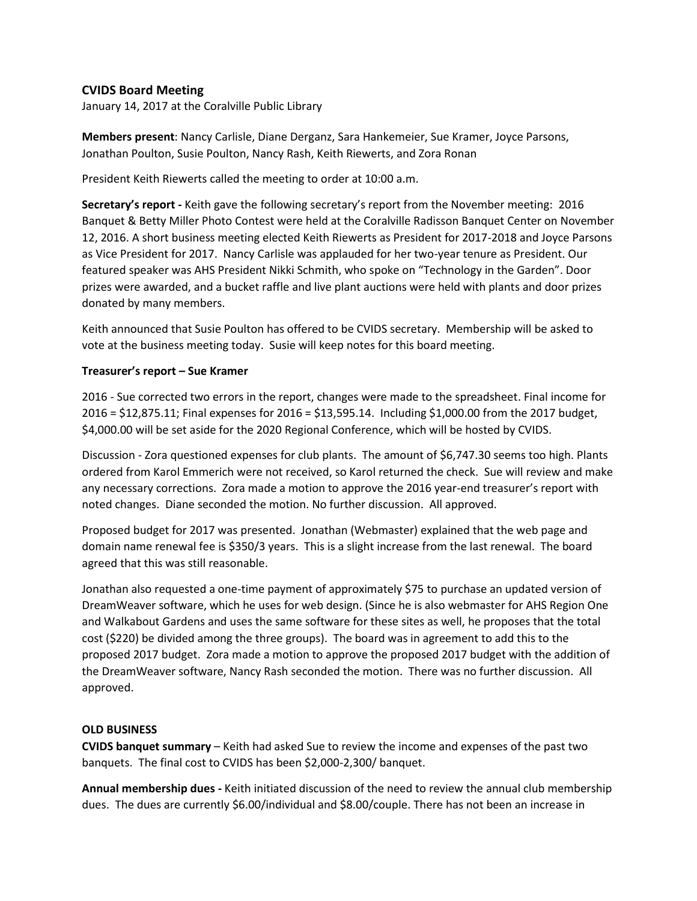## CVIDS Board Meeting

January 14, 2017 at the Coralville Public Library

**Members present**: Nancy Carlisle, Diane Derganz, Sara Hankemeier, Sue Kramer, Joyce Parsons, Jonathan Poulton, Susie Poulton, Nancy Rash, Keith Riewerts, and Zora Ronan

President Keith Riewerts called the meeting to order at 10:00 a.m.

**Secretary's report -** Keith gave the following secretary's report from the November meeting: 2016 Banquet & Betty Miller Photo Contest were held at the Coralville Radisson Banquet Center on November 12, 2016. A short business meeting elected Keith Riewerts as President for 2017-2018 and Joyce Parsons as Vice President for 2017. Nancy Carlisle was applauded for her two-year tenure as President. Our featured speaker was AHS President Nikki Schmith, who spoke on "Technology in the Garden". Door prizes were awarded, and a bucket raffle and live plant auctions were held with plants and door prizes donated by many members.

Keith announced that Susie Poulton has offered to be CVIDS secretary. Membership will be asked to vote at the business meeting today. Susie will keep notes for this board meeting.

**Treasurer's report – Sue Kramer**

2016 - Sue corrected two errors in the report, changes were made to the spreadsheet. Final income for 2016 = $12,875.11; Final expenses for 2016 = $13,595.14. Including $1,000.00 from the 2017 budget, $4,000.00 will be set aside for the 2020 Regional Conference, which will be hosted by CVIDS.

Discussion - Zora questioned expenses for club plants. The amount of $6,747.30 seems too high. Plants ordered from Karol Emmerich were not received, so Karol returned the check. Sue will review and make any necessary corrections. Zora made a motion to approve the 2016 year-end treasurer's report with noted changes. Diane seconded the motion. No further discussion. All approved.

Proposed budget for 2017 was presented. Jonathan (Webmaster) explained that the web page and domain name renewal fee is $350/3 years. This is a slight increase from the last renewal. The board agreed that this was still reasonable.

Jonathan also requested a one-time payment of approximately $75 to purchase an updated version of DreamWeaver software, which he uses for web design. (Since he is also webmaster for AHS Region One and Walkabout Gardens and uses the same software for these sites as well, he proposes that the total cost ($220) be divided among the three groups). The board was in agreement to add this to the proposed 2017 budget. Zora made a motion to approve the proposed 2017 budget with the addition of the DreamWeaver software, Nancy Rash seconded the motion. There was no further discussion. All approved.

**OLD BUSINESS**

**CVIDS banquet summary** – Keith had asked Sue to review the income and expenses of the past two banquets. The final cost to CVIDS has been $2,000-2,300/ banquet.

**Annual membership dues -** Keith initiated discussion of the need to review the annual club membership dues. The dues are currently $6.00/individual and $8.00/couple. There has not been an increase in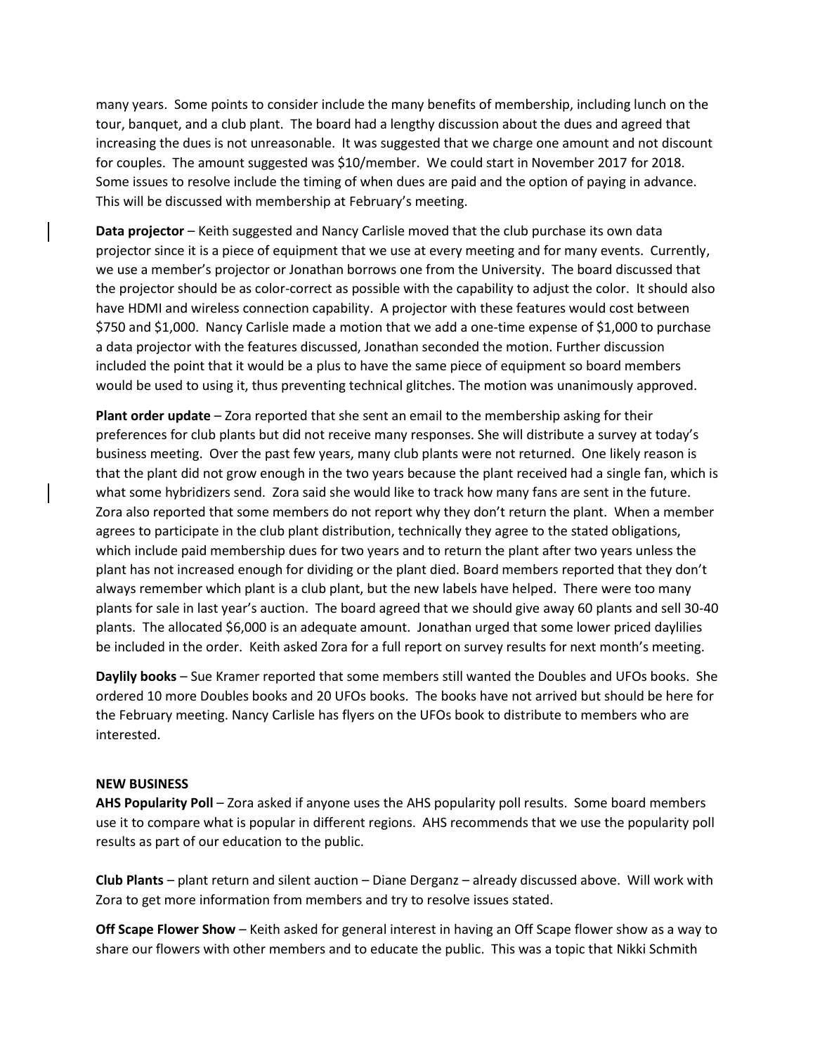many years. Some points to consider include the many benefits of membership, including lunch on the tour, banquet, and a club plant. The board had a lengthy discussion about the dues and agreed that increasing the dues is not unreasonable. It was suggested that we charge one amount and not discount for couples. The amount suggested was $10/member. We could start in November 2017 for 2018. Some issues to resolve include the timing of when dues are paid and the option of paying in advance. This will be discussed with membership at February's meeting.

**Data projector** – Keith suggested and Nancy Carlisle moved that the club purchase its own data projector since it is a piece of equipment that we use at every meeting and for many events. Currently, we use a member's projector or Jonathan borrows one from the University. The board discussed that the projector should be as color-correct as possible with the capability to adjust the color. It should also have HDMI and wireless connection capability. A projector with these features would cost between $750 and $1,000. Nancy Carlisle made a motion that we add a one-time expense of $1,000 to purchase a data projector with the features discussed, Jonathan seconded the motion. Further discussion included the point that it would be a plus to have the same piece of equipment so board members would be used to using it, thus preventing technical glitches. The motion was unanimously approved.

**Plant order update** – Zora reported that she sent an email to the membership asking for their preferences for club plants but did not receive many responses. She will distribute a survey at today's business meeting. Over the past few years, many club plants were not returned. One likely reason is that the plant did not grow enough in the two years because the plant received had a single fan, which is what some hybridizers send. Zora said she would like to track how many fans are sent in the future. Zora also reported that some members do not report why they don't return the plant. When a member agrees to participate in the club plant distribution, technically they agree to the stated obligations, which include paid membership dues for two years and to return the plant after two years unless the plant has not increased enough for dividing or the plant died. Board members reported that they don't always remember which plant is a club plant, but the new labels have helped. There were too many plants for sale in last year's auction. The board agreed that we should give away 60 plants and sell 30-40 plants. The allocated $6,000 is an adequate amount. Jonathan urged that some lower priced daylilies be included in the order. Keith asked Zora for a full report on survey results for next month's meeting.

**Daylily books** – Sue Kramer reported that some members still wanted the Doubles and UFOs books. She ordered 10 more Doubles books and 20 UFOs books. The books have not arrived but should be here for the February meeting. Nancy Carlisle has flyers on the UFOs book to distribute to members who are interested.

**NEW BUSINESS**

**AHS Popularity Poll** – Zora asked if anyone uses the AHS popularity poll results. Some board members use it to compare what is popular in different regions. AHS recommends that we use the popularity poll results as part of our education to the public.

**Club Plants** – plant return and silent auction – Diane Derganz – already discussed above. Will work with Zora to get more information from members and try to resolve issues stated.

**Off Scape Flower Show** – Keith asked for general interest in having an Off Scape flower show as a way to share our flowers with other members and to educate the public. This was a topic that Nikki Schmith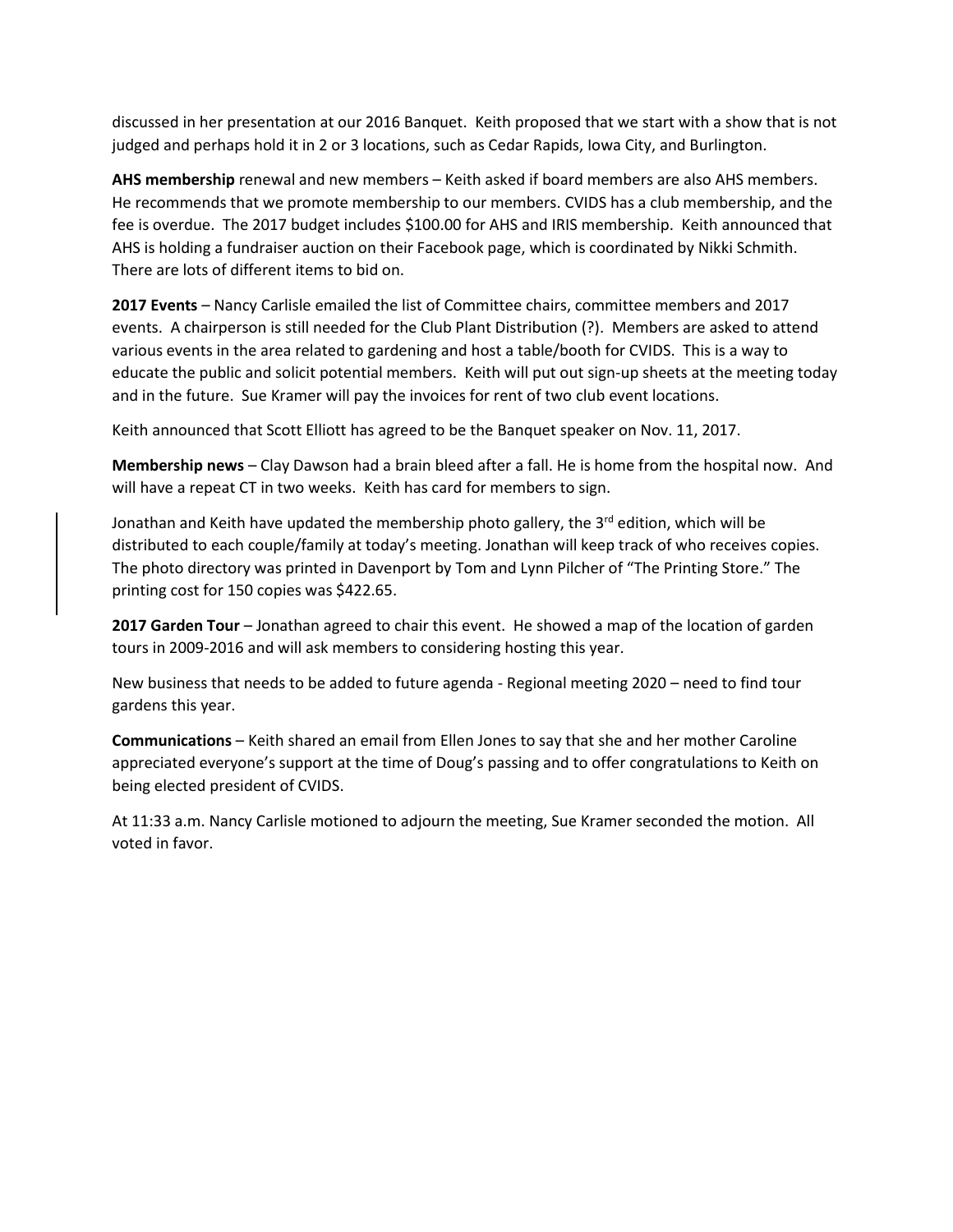discussed in her presentation at our 2016 Banquet. Keith proposed that we start with a show that is not judged and perhaps hold it in 2 or 3 locations, such as Cedar Rapids, Iowa City, and Burlington.

**AHS membership** renewal and new members – Keith asked if board members are also AHS members. He recommends that we promote membership to our members. CVIDS has a club membership, and the fee is overdue. The 2017 budget includes $100.00 for AHS and IRIS membership. Keith announced that AHS is holding a fundraiser auction on their Facebook page, which is coordinated by Nikki Schmith. There are lots of different items to bid on.

**2017 Events** – Nancy Carlisle emailed the list of Committee chairs, committee members and 2017 events. A chairperson is still needed for the Club Plant Distribution (?). Members are asked to attend various events in the area related to gardening and host a table/booth for CVIDS. This is a way to educate the public and solicit potential members. Keith will put out sign-up sheets at the meeting today and in the future. Sue Kramer will pay the invoices for rent of two club event locations.

Keith announced that Scott Elliott has agreed to be the Banquet speaker on Nov. 11, 2017.

**Membership news** – Clay Dawson had a brain bleed after a fall. He is home from the hospital now. And will have a repeat CT in two weeks. Keith has card for members to sign.

Jonathan and Keith have updated the membership photo gallery, the 3rd edition, which will be distributed to each couple/family at today's meeting. Jonathan will keep track of who receives copies. The photo directory was printed in Davenport by Tom and Lynn Pilcher of "The Printing Store." The printing cost for 150 copies was $422.65.

**2017 Garden Tour** – Jonathan agreed to chair this event. He showed a map of the location of garden tours in 2009-2016 and will ask members to considering hosting this year.

New business that needs to be added to future agenda - Regional meeting 2020 – need to find tour gardens this year.

**Communications** – Keith shared an email from Ellen Jones to say that she and her mother Caroline appreciated everyone's support at the time of Doug's passing and to offer congratulations to Keith on being elected president of CVIDS.

At 11:33 a.m. Nancy Carlisle motioned to adjourn the meeting, Sue Kramer seconded the motion. All voted in favor.